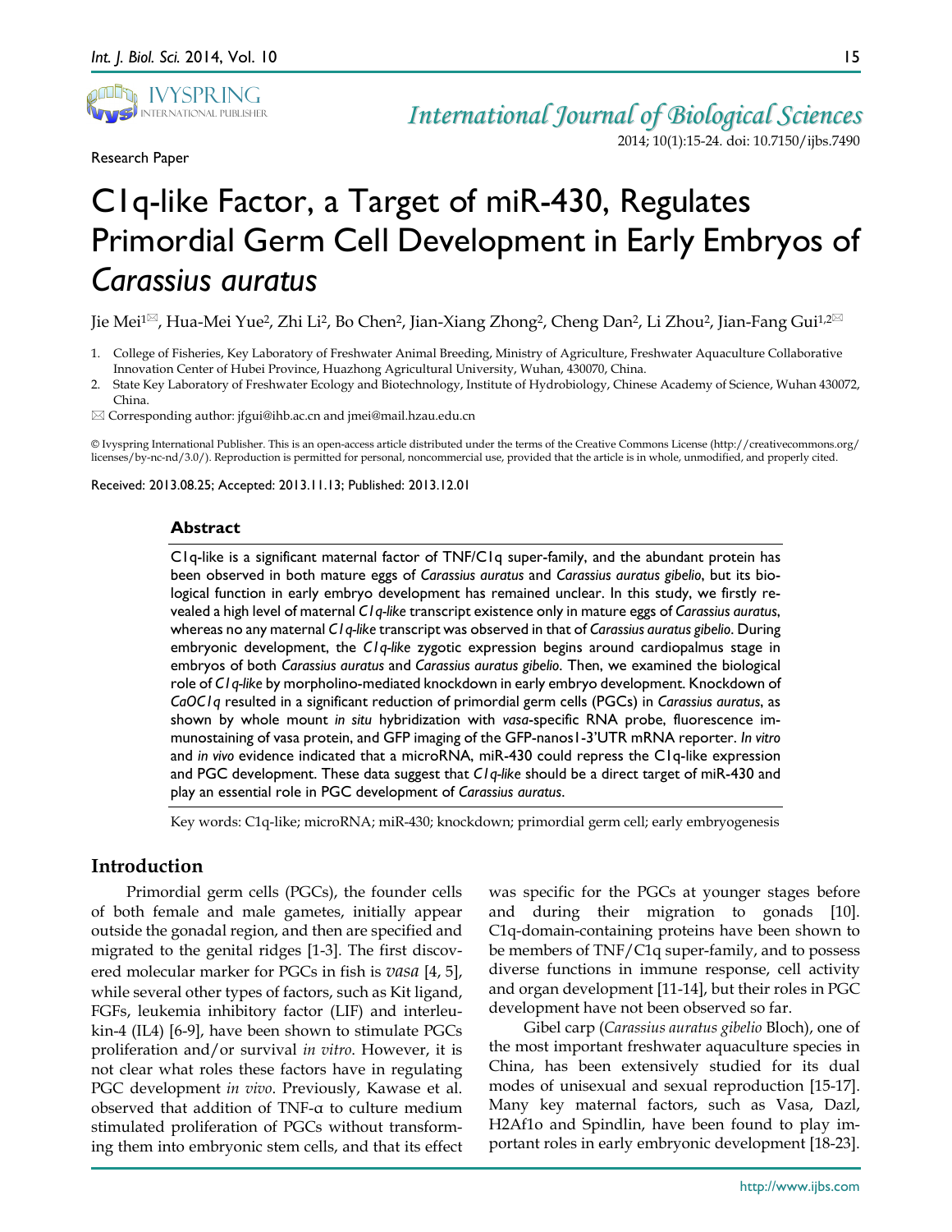Research Paper

# C1q-like Factor, a Target of miR-430, Regulates Primordial Germ Cell Development in Early Embryos of *Carassius auratus*

Jie Mei[1]✉, Hua-Mei Yue[2], Zhi Li[2], Bo Chen[2], Jian-Xiang Zhong[2], Cheng Dan[2], Li Zhou[2], Jian-Fang Gui[1,2]✉

1. College of Fisheries, Key Laboratory of Freshwater Animal Breeding, Ministry of Agriculture, Freshwater Aquaculture Collaborative Innovation Center of Hubei Province, Huazhong Agricultural University, Wuhan, 430070, China.
2. State Key Laboratory of Freshwater Ecology and Biotechnology, Institute of Hydrobiology, Chinese Academy of Science, Wuhan 430072, China.

✉ Corresponding author: jfgui@ihb.ac.cn and jmei@mail.hzau.edu.cn

© Ivyspring International Publisher. This is an open-access article distributed under the terms of the Creative Commons License (http://creativecommons.org/licenses/by-nc-nd/3.0/). Reproduction is permitted for personal, noncommercial use, provided that the article is in whole, unmodified, and properly cited.

Received: 2013.08.25; Accepted: 2013.11.13; Published: 2013.12.01

## Abstract

C1q-like is a significant maternal factor of TNF/C1q super-family, and the abundant protein has been observed in both mature eggs of *Carassius auratus* and *Carassius auratus gibelio*, but its biological function in early embryo development has remained unclear. In this study, we firstly revealed a high level of maternal *C1q-like* transcript existence only in mature eggs of *Carassius auratus*, whereas no any maternal *C1q-like* transcript was observed in that of *Carassius auratus gibelio*. During embryonic development, the *C1q-like* zygotic expression begins around cardiopalmus stage in embryos of both *Carassius auratus* and *Carassius auratus gibelio*. Then, we examined the biological role of *C1q-like* by morpholino-mediated knockdown in early embryo development. Knockdown of *CaOC1q* resulted in a significant reduction of primordial germ cells (PGCs) in *Carassius auratus*, as shown by whole mount *in situ* hybridization with *vasa*-specific RNA probe, fluorescence immunostaining of vasa protein, and GFP imaging of the GFP-nanos1-3'UTR mRNA reporter. *In vitro* and *in vivo* evidence indicated that a microRNA, miR-430 could repress the C1q-like expression and PGC development. These data suggest that *C1q-like* should be a direct target of miR-430 and play an essential role in PGC development of *Carassius auratus*.

Key words: C1q-like; microRNA; miR-430; knockdown; primordial germ cell; early embryogenesis

## Introduction

Primordial germ cells (PGCs), the founder cells of both female and male gametes, initially appear outside the gonadal region, and then are specified and migrated to the genital ridges [1-3]. The first discovered molecular marker for PGCs in fish is *vasa* [4, 5], while several other types of factors, such as Kit ligand, FGFs, leukemia inhibitory factor (LIF) and interleukin-4 (IL4) [6-9], have been shown to stimulate PGCs proliferation and/or survival *in vitro*. However, it is not clear what roles these factors have in regulating PGC development *in vivo*. Previously, Kawase et al. observed that addition of TNF-α to culture medium stimulated proliferation of PGCs without transforming them into embryonic stem cells, and that its effect was specific for the PGCs at younger stages before and during their migration to gonads [10]. C1q-domain-containing proteins have been shown to be members of TNF/C1q super-family, and to possess diverse functions in immune response, cell activity and organ development [11-14], but their roles in PGC development have not been observed so far.

Gibel carp (*Carassius auratus gibelio* Bloch), one of the most important freshwater aquaculture species in China, has been extensively studied for its dual modes of unisexual and sexual reproduction [15-17]. Many key maternal factors, such as Vasa, Dazl, H2Af1o and Spindlin, have been found to play important roles in early embryonic development [18-23].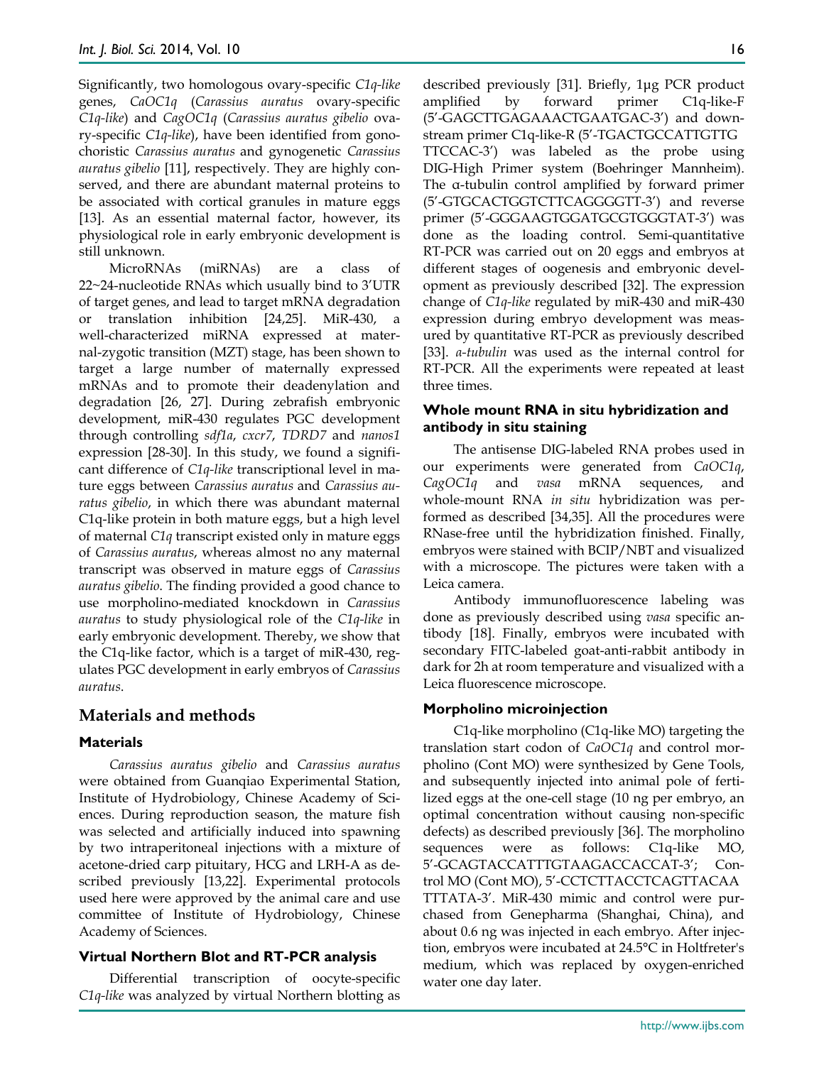Significantly, two homologous ovary-specific *C1q-like* genes, *CaOC1q* (*Carassius auratus* ovary-specific *C1q-like*) and *CagOC1q* (*Carassius auratus gibelio* ovary-specific *C1q-like*), have been identified from gonochoristic *Carassius auratus* and gynogenetic *Carassius auratus gibelio* [11], respectively. They are highly conserved, and there are abundant maternal proteins to be associated with cortical granules in mature eggs [13]. As an essential maternal factor, however, its physiological role in early embryonic development is still unknown.

MicroRNAs (miRNAs) are a class of 22~24-nucleotide RNAs which usually bind to 3'UTR of target genes, and lead to target mRNA degradation or translation inhibition [24,25]. MiR-430, a well-characterized miRNA expressed at maternal-zygotic transition (MZT) stage, has been shown to target a large number of maternally expressed mRNAs and to promote their deadenylation and degradation [26, 27]. During zebrafish embryonic development, miR-430 regulates PGC development through controlling *sdf1a*, *cxcr7*, *TDRD7* and *nanos1* expression [28-30]. In this study, we found a significant difference of *C1q-like* transcriptional level in mature eggs between *Carassius auratus* and *Carassius auratus gibelio*, in which there was abundant maternal C1q-like protein in both mature eggs, but a high level of maternal *C1q* transcript existed only in mature eggs of *Carassius auratus*, whereas almost no any maternal transcript was observed in mature eggs of *Carassius auratus gibelio*. The finding provided a good chance to use morpholino-mediated knockdown in *Carassius auratus* to study physiological role of the *C1q-like* in early embryonic development. Thereby, we show that the C1q-like factor, which is a target of miR-430, regulates PGC development in early embryos of *Carassius auratus*.

## Materials and methods

### Materials

*Carassius auratus gibelio* and *Carassius auratus* were obtained from Guanqiao Experimental Station, Institute of Hydrobiology, Chinese Academy of Sciences. During reproduction season, the mature fish was selected and artificially induced into spawning by two intraperitoneal injections with a mixture of acetone-dried carp pituitary, HCG and LRH-A as described previously [13,22]. Experimental protocols used here were approved by the animal care and use committee of Institute of Hydrobiology, Chinese Academy of Sciences.

### Virtual Northern Blot and RT-PCR analysis

Differential transcription of oocyte-specific *C1q-like* was analyzed by virtual Northern blotting as described previously [31]. Briefly, 1μg PCR product amplified by forward primer C1q-like-F (5'-GAGCTTGAGAAACTGAATGAC-3') and downstream primer C1q-like-R (5'-TGACTGCCATTGTTG TTCCAC-3') was labeled as the probe using DIG-High Primer system (Boehringer Mannheim). The α-tubulin control amplified by forward primer (5'-GTGCACTGGTCTTCAGGGGTT-3') and reverse primer (5'-GGGAAGTGGATGCGTGGGTAT-3') was done as the loading control. Semi-quantitative RT-PCR was carried out on 20 eggs and embryos at different stages of oogenesis and embryonic development as previously described [32]. The expression change of *C1q-like* regulated by miR-430 and miR-430 expression during embryo development was measured by quantitative RT-PCR as previously described [33]. *a-tubulin* was used as the internal control for RT-PCR. All the experiments were repeated at least three times.

### Whole mount RNA in situ hybridization and antibody in situ staining

The antisense DIG-labeled RNA probes used in our experiments were generated from *CaOC1q*, *CagOC1q* and *vasa* mRNA sequences, and whole-mount RNA *in situ* hybridization was performed as described [34,35]. All the procedures were RNase-free until the hybridization finished. Finally, embryos were stained with BCIP/NBT and visualized with a microscope. The pictures were taken with a Leica camera.

Antibody immunofluorescence labeling was done as previously described using *vasa* specific antibody [18]. Finally, embryos were incubated with secondary FITC-labeled goat-anti-rabbit antibody in dark for 2h at room temperature and visualized with a Leica fluorescence microscope.

### Morpholino microinjection

C1q-like morpholino (C1q-like MO) targeting the translation start codon of *CaOC1q* and control morpholino (Cont MO) were synthesized by Gene Tools, and subsequently injected into animal pole of fertilized eggs at the one-cell stage (10 ng per embryo, an optimal concentration without causing non-specific defects) as described previously [36]. The morpholino sequences were as follows: C1q-like MO, 5'-GCAGTACCATTTGTAAGACCACCAT-3'; Control MO (Cont MO), 5'-CCTCTTACCTCAGTTACAA TTTATA-3'. MiR-430 mimic and control were purchased from Genepharma (Shanghai, China), and about 0.6 ng was injected in each embryo. After injection, embryos were incubated at 24.5°C in Holtfreter's medium, which was replaced by oxygen-enriched water one day later.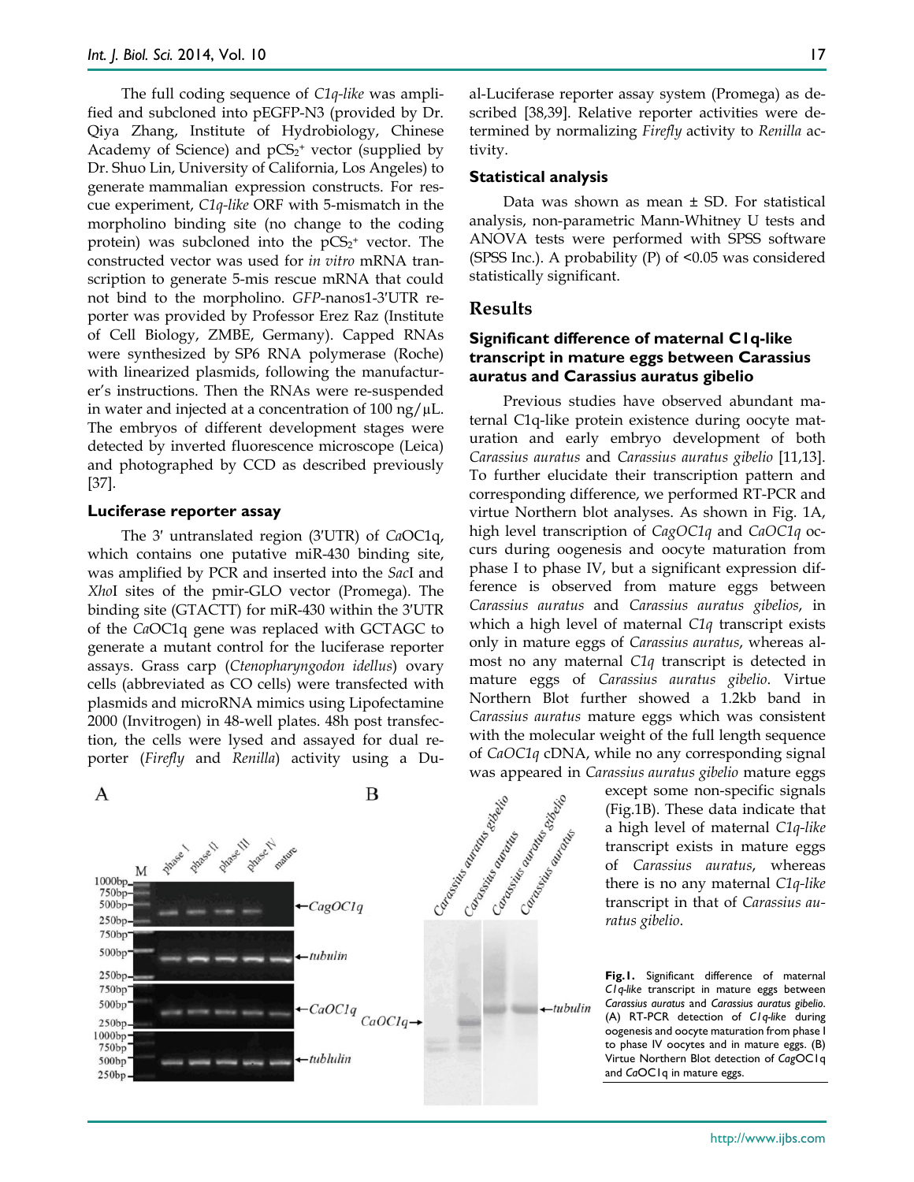The full coding sequence of *C1q-like* was amplified and subcloned into pEGFP-N3 (provided by Dr. Qiya Zhang, Institute of Hydrobiology, Chinese Academy of Science) and $pCS_2^+$ vector (supplied by Dr. Shuo Lin, University of California, Los Angeles) to generate mammalian expression constructs. For rescue experiment, *C1q-like* ORF with 5-mismatch in the morpholino binding site (no change to the coding protein) was subcloned into the $pCS_2^+$ vector. The constructed vector was used for *in vitro* mRNA transcription to generate 5-mis rescue mRNA that could not bind to the morpholino. *GFP*-nanos1-3'UTR reporter was provided by Professor Erez Raz (Institute of Cell Biology, ZMBE, Germany). Capped RNAs were synthesized by SP6 RNA polymerase (Roche) with linearized plasmids, following the manufacturer's instructions. Then the RNAs were re-suspended in water and injected at a concentration of 100 ng/μL. The embryos of different development stages were detected by inverted fluorescence microscope (Leica) and photographed by CCD as described previously [37].

### Luciferase reporter assay

The 3' untranslated region (3'UTR) of *Ca*OC1q, which contains one putative miR-430 binding site, was amplified by PCR and inserted into the *Sac*I and *Xho*I sites of the pmir-GLO vector (Promega). The binding site (GTACTT) for miR-430 within the 3'UTR of the *Ca*OC1q gene was replaced with GCTAGC to generate a mutant control for the luciferase reporter assays. Grass carp (*Ctenopharyngodon idellus*) ovary cells (abbreviated as CO cells) were transfected with plasmids and microRNA mimics using Lipofectamine 2000 (Invitrogen) in 48-well plates. 48h post transfection, the cells were lysed and assayed for dual reporter (*Firefly* and *Renilla*) activity using a Dual-Luciferase reporter assay system (Promega) as described [38,39]. Relative reporter activities were determined by normalizing *Firefly* activity to *Renilla* activity.

### Statistical analysis

Data was shown as mean ± SD. For statistical analysis, non-parametric Mann-Whitney U tests and ANOVA tests were performed with SPSS software (SPSS Inc.). A probability (P) of <0.05 was considered statistically significant.

## Results

### Significant difference of maternal C1q-like transcript in mature eggs between Carassius auratus and Carassius auratus gibelio

Previous studies have observed abundant maternal C1q-like protein existence during oocyte maturation and early embryo development of both *Carassius auratus* and *Carassius auratus gibelio* [11,13]. To further elucidate their transcription pattern and corresponding difference, we performed RT-PCR and virtue Northern blot analyses. As shown in Fig. 1A, high level transcription of *CagOC1q* and *CaOC1q* occurs during oogenesis and oocyte maturation from phase I to phase IV, but a significant expression difference is observed from mature eggs between *Carassius auratus* and *Carassius auratus gibelios*, in which a high level of maternal *C1q* transcript exists only in mature eggs of *Carassius auratus*, whereas almost no any maternal *C1q* transcript is detected in mature eggs of *Carassius auratus gibelio*. Virtue Northern Blot further showed a 1.2kb band in *Carassius auratus* mature eggs which was consistent with the molecular weight of the full length sequence of *CaOC1q* cDNA, while no any corresponding signal was appeared in *Carassius auratus gibelio* mature eggs except some non-specific signals (Fig.1B). These data indicate that a high level of maternal *C1q-like* transcript exists in mature eggs of *Carassius auratus*, whereas there is no any maternal *C1q-like* transcript in that of *Carassius auratus gibelio*.

**Fig.1.** Significant difference of maternal *C1q-like* transcript in mature eggs between *Carassius auratus* and *Carassius auratus gibelio*. (A) RT-PCR detection of *C1q-like* during oogenesis and oocyte maturation from phase I to phase IV oocytes and in mature eggs. (B) Virtue Northern Blot detection of *Cag*OC1q and *Ca*OC1q in mature eggs.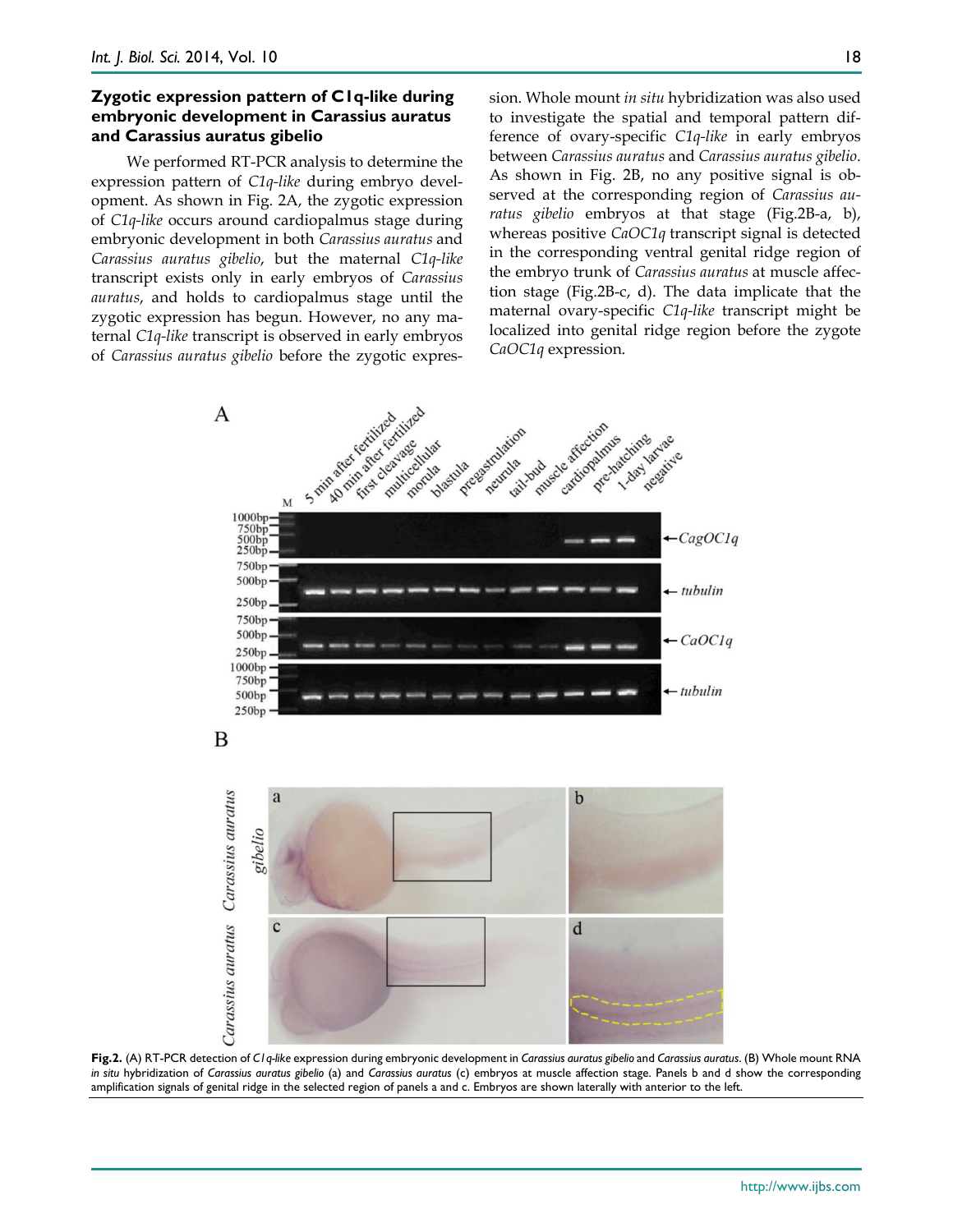### Zygotic expression pattern of C1q-like during embryonic development in Carassius auratus and Carassius auratus gibelio

We performed RT-PCR analysis to determine the expression pattern of *C1q-like* during embryo development. As shown in Fig. 2A, the zygotic expression of *C1q-like* occurs around cardiopalmus stage during embryonic development in both *Carassius auratus* and *Carassius auratus gibelio*, but the maternal *C1q-like* transcript exists only in early embryos of *Carassius auratus*, and holds to cardiopalmus stage until the zygotic expression has begun. However, no any maternal *C1q-like* transcript is observed in early embryos of *Carassius auratus gibelio* before the zygotic expression. Whole mount *in situ* hybridization was also used to investigate the spatial and temporal pattern difference of ovary-specific *C1q-like* in early embryos between *Carassius auratus* and *Carassius auratus gibelio*. As shown in Fig. 2B, no any positive signal is observed at the corresponding region of *Carassius auratus gibelio* embryos at that stage (Fig.2B-a, b), whereas positive *CaOC1q* transcript signal is detected in the corresponding ventral genital ridge region of the embryo trunk of *Carassius auratus* at muscle affection stage (Fig.2B-c, d). The data implicate that the maternal ovary-specific *C1q-like* transcript might be localized into genital ridge region before the zygote *CaOC1q* expression.

A

M
5 min after fertilized
40 min after fertilized
first cleavage
multicellular
morula
blastula
pregastrulation
neurula
tail-bud
muscle affection
cardiopalmus
pre-hatching
1-day larvae
negative

1000bp
750bp
500bp
250bp
←*CagOC1q*

750bp
500bp
250bp
← *tubulin*

750bp
500bp
250bp
← *CaOC1q*

1000bp
750bp
500bp
250bp
← *tubulin*

B

*Carassius auratus gibelio*
*Carassius auratus*
a
b
c
d

**Fig.2.** (A) RT-PCR detection of *C1q-like* expression during embryonic development in *Carassius auratus gibelio* and *Carassius auratus*. (B) Whole mount RNA *in situ* hybridization of *Carassius auratus gibelio* (a) and *Carassius auratus* (c) embryos at muscle affection stage. Panels b and d show the corresponding amplification signals of genital ridge in the selected region of panels a and c. Embryos are shown laterally with anterior to the left.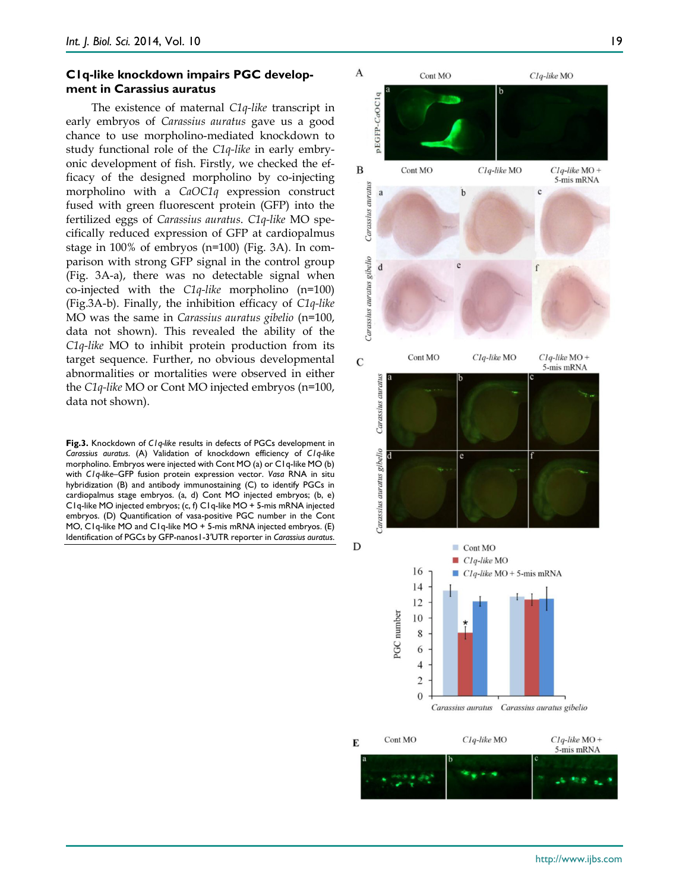### C1q-like knockdown impairs PGC development in Carassius auratus

The existence of maternal *C1q-like* transcript in early embryos of *Carassius auratus* gave us a good chance to use morpholino-mediated knockdown to study functional role of the *C1q-like* in early embryonic development of fish. Firstly, we checked the efficacy of the designed morpholino by co-injecting morpholino with a *CaOC1q* expression construct fused with green fluorescent protein (GFP) into the fertilized eggs of *Carassius auratus*. *C1q-like* MO specifically reduced expression of GFP at cardiopalmus stage in 100% of embryos (n=100) (Fig. 3A). In comparison with strong GFP signal in the control group (Fig. 3A-a), there was no detectable signal when co-injected with the *C1q-like* morpholino (n=100) (Fig.3A-b). Finally, the inhibition efficacy of *C1q-like* MO was the same in *Carassius auratus gibelio* (n=100, data not shown). This revealed the ability of the *C1q-like* MO to inhibit protein production from its target sequence. Further, no obvious developmental abnormalities or mortalities were observed in either the *C1q-like* MO or Cont MO injected embryos (n=100, data not shown).

A
Cont MO
C1q-like MO
pEGFP-CaOC1q
a
b

B
Cont MO
C1q-like MO
C1q-like MO + 5-mis mRNA
Carassius auratus
Carassius auratus gibelio
a b c d e f

C
Cont MO
C1q-like MO
C1q-like MO + 5-mis mRNA
Carassius auratus
Carassius auratus gibelio
a b c d e f

D
Cont MO
C1q-like MO
C1q-like MO + 5-mis mRNA
PGC number
16
14
12
10
8
6
4
2
0
*
Carassius auratus
Carassius auratus gibelio

E
Cont MO
C1q-like MO
C1q-like MO + 5-mis mRNA
a b c

**Fig.3.** Knockdown of *C1q-like* results in defects of PGCs development in *Carassius auratus*. (A) Validation of knockdown efficiency of *C1q-like* morpholino. Embryos were injected with Cont MO (a) or C1q-like MO (b) with *C1q-like*–GFP fusion protein expression vector. *Vasa* RNA in situ hybridization (B) and antibody immunostaining (C) to identify PGCs in cardiopalmus stage embryos. (a, d) Cont MO injected embryos; (b, e) C1q-like MO injected embryos; (c, f) C1q-like MO + 5-mis mRNA injected embryos. (D) Quantification of vasa-positive PGC number in the Cont MO, C1q-like MO and C1q-like MO + 5-mis mRNA injected embryos. (E) Identification of PGCs by GFP-nanos1-3'UTR reporter in *Carassius auratus*.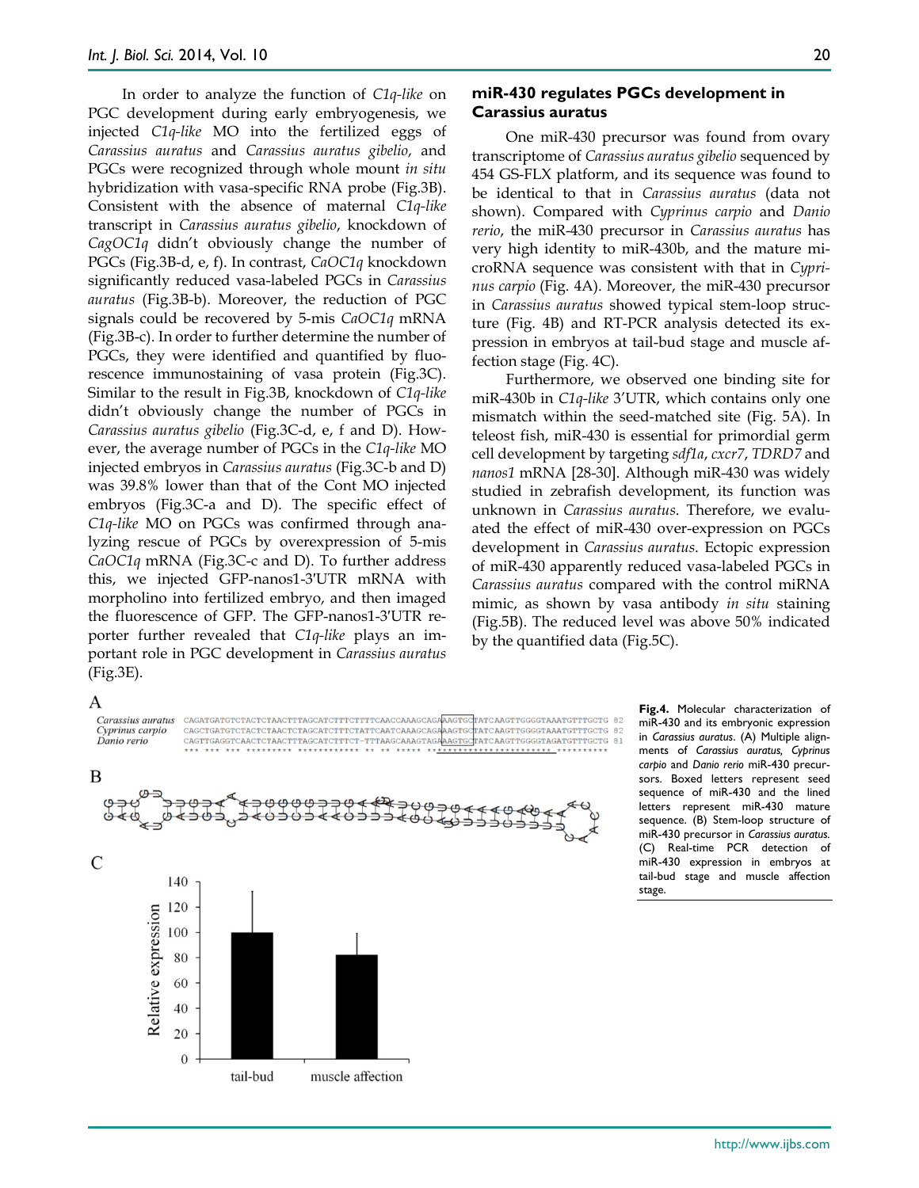In order to analyze the function of *C1q-like* on PGC development during early embryogenesis, we injected *C1q-like* MO into the fertilized eggs of *Carassius auratus* and *Carassius auratus gibelio*, and PGCs were recognized through whole mount *in situ* hybridization with vasa-specific RNA probe (Fig.3B). Consistent with the absence of maternal *C1q-like* transcript in *Carassius auratus gibelio*, knockdown of *CagOC1q* didn't obviously change the number of PGCs (Fig.3B-d, e, f). In contrast, *CaOC1q* knockdown significantly reduced vasa-labeled PGCs in *Carassius auratus* (Fig.3B-b). Moreover, the reduction of PGC signals could be recovered by 5-mis *CaOC1q* mRNA (Fig.3B-c). In order to further determine the number of PGCs, they were identified and quantified by fluorescence immunostaining of vasa protein (Fig.3C). Similar to the result in Fig.3B, knockdown of *C1q-like* didn't obviously change the number of PGCs in *Carassius auratus gibelio* (Fig.3C-d, e, f and D). However, the average number of PGCs in the *C1q-like* MO injected embryos in *Carassius auratus* (Fig.3C-b and D) was 39.8% lower than that of the Cont MO injected embryos (Fig.3C-a and D). The specific effect of *C1q-like* MO on PGCs was confirmed through analyzing rescue of PGCs by overexpression of 5-mis *CaOC1q* mRNA (Fig.3C-c and D). To further address this, we injected GFP-nanos1-3′UTR mRNA with morpholino into fertilized embryo, and then imaged the fluorescence of GFP. The GFP-nanos1-3′UTR reporter further revealed that *C1q-like* plays an important role in PGC development in *Carassius auratus* (Fig.3E).

## miR-430 regulates PGCs development in Carassius auratus

One miR-430 precursor was found from ovary transcriptome of *Carassius auratus gibelio* sequenced by 454 GS-FLX platform, and its sequence was found to be identical to that in *Carassius auratus* (data not shown). Compared with *Cyprinus carpio* and *Danio rerio*, the miR-430 precursor in *Carassius auratus* has very high identity to miR-430b, and the mature microRNA sequence was consistent with that in *Cyprinus carpio* (Fig. 4A). Moreover, the miR-430 precursor in *Carassius auratus* showed typical stem-loop structure (Fig. 4B) and RT-PCR analysis detected its expression in embryos at tail-bud stage and muscle affection stage (Fig. 4C).

Furthermore, we observed one binding site for miR-430b in *C1q-like* 3′UTR, which contains only one mismatch within the seed-matched site (Fig. 5A). In teleost fish, miR-430 is essential for primordial germ cell development by targeting *sdf1a*, *cxcr7*, *TDRD7* and *nanos1* mRNA [28-30]. Although miR-430 was widely studied in zebrafish development, its function was unknown in *Carassius auratus*. Therefore, we evaluated the effect of miR-430 over-expression on PGCs development in *Carassius auratus*. Ectopic expression of miR-430 apparently reduced vasa-labeled PGCs in *Carassius auratus* compared with the control miRNA mimic, as shown by vasa antibody *in situ* staining (Fig.5B). The reduced level was above 50% indicated by the quantified data (Fig.5C).

A

*Carassius auratus* CAGATGATGTCTACTCTAACTTTAGCATCTTTCTTTTCAACCAAAGCAGAAAGTGCTATCAAGTTGGGGTAAATGTTTGCTG 82
*Cyprinus carpio* CAGCTGATGTCTACTCTAACTCTAGCATCTTTCTATTCAATCAAAGCAGAAAGTGCTATCAAGTTGGGGTAAATGTTTGCTG 82
*Danio rerio* CAGTTGAGGTCAACTCTAACTTTAGCATCTTTTCT-TTTAAGCAAAGTAGAAAGTGCTATCAAGTTGGGGTAGATGTTTGCTG 81

B

C

140
120
100
80
60
40
20
0
Relative expression
tail-bud
muscle affection

**Fig.4.** Molecular characterization of miR-430 and its embryonic expression in *Carassius auratus*. (A) Multiple alignments of *Carassius auratus*, *Cyprinus carpio* and *Danio rerio* miR-430 precursors. Boxed letters represent seed sequence of miR-430 and the lined letters represent miR-430 mature sequence. (B) Stem-loop structure of miR-430 precursor in *Carassius auratus*. (C) Real-time PCR detection of miR-430 expression in embryos at tail-bud stage and muscle affection stage.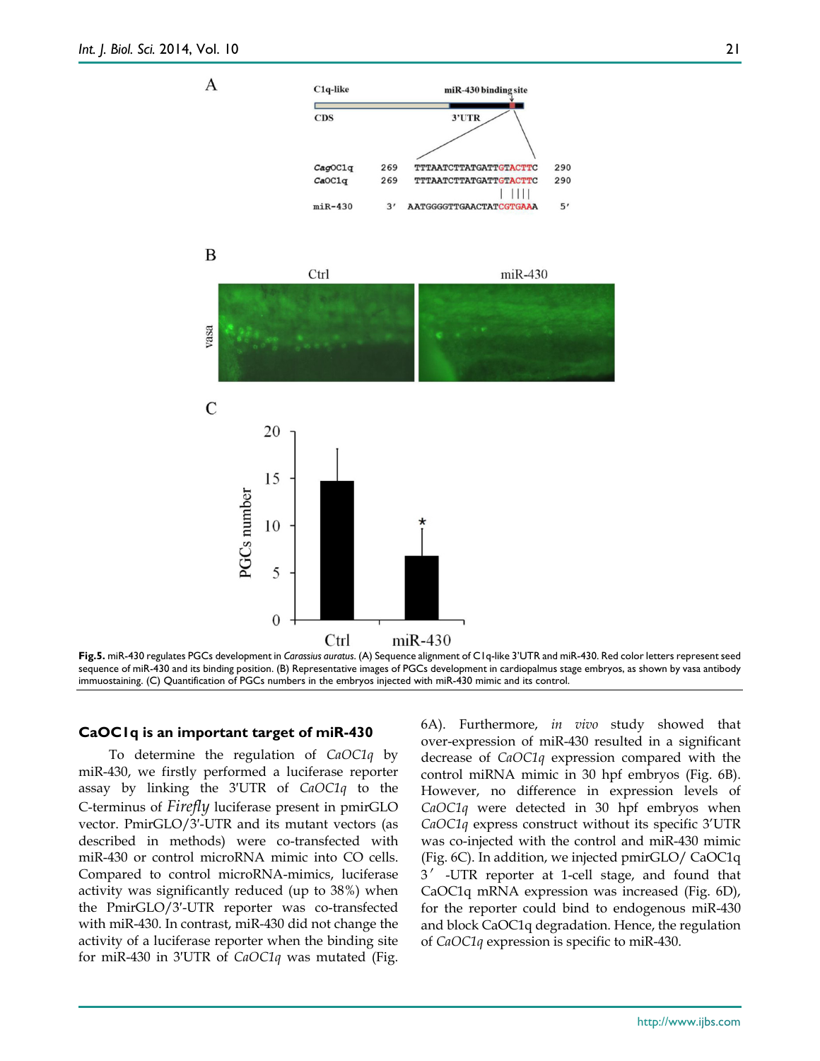A

C1q-like miR-430 binding site

CDS 3'UTR

CagOC1q 269 TTTAATCTTATGATTGTACTTC 290

CaOC1q 269 TTTAATCTTATGATTGTACTTC 290

miR-430 3' AATGGGGTTGAACTATCGTGAAA 5'

B

Ctrl miR-430

vasa

C

PGCs number

20

15

10

5

0

Ctrl miR-430

*

**Fig.5.** miR-430 regulates PGCs development in *Carassius auratus*. (A) Sequence alignment of C1q-like 3'UTR and miR-430. Red color letters represent seed sequence of miR-430 and its binding position. (B) Representative images of PGCs development in cardiopalmus stage embryos, as shown by vasa antibody immuostaining. (C) Quantification of PGCs numbers in the embryos injected with miR-430 mimic and its control.

### CaOC1q is an important target of miR-430

To determine the regulation of *CaOC1q* by miR-430, we firstly performed a luciferase reporter assay by linking the 3'UTR of *CaOC1q* to the C-terminus of *Firefly* luciferase present in pmirGLO vector. PmirGLO/3'-UTR and its mutant vectors (as described in methods) were co-transfected with miR-430 or control microRNA mimic into CO cells. Compared to control microRNA-mimics, luciferase activity was significantly reduced (up to 38%) when the PmirGLO/3'-UTR reporter was co-transfected with miR-430. In contrast, miR-430 did not change the activity of a luciferase reporter when the binding site for miR-430 in 3'UTR of *CaOC1q* was mutated (Fig. 6A). Furthermore, *in vivo* study showed that over-expression of miR-430 resulted in a significant decrease of *CaOC1q* expression compared with the control miRNA mimic in 30 hpf embryos (Fig. 6B). However, no difference in expression levels of *CaOC1q* were detected in 30 hpf embryos when *CaOC1q* express construct without its specific 3'UTR was co-injected with the control and miR-430 mimic (Fig. 6C). In addition, we injected pmirGLO/ CaOC1q 3′ -UTR reporter at 1-cell stage, and found that CaOC1q mRNA expression was increased (Fig. 6D), for the reporter could bind to endogenous miR-430 and block CaOC1q degradation. Hence, the regulation of *CaOC1q* expression is specific to miR-430.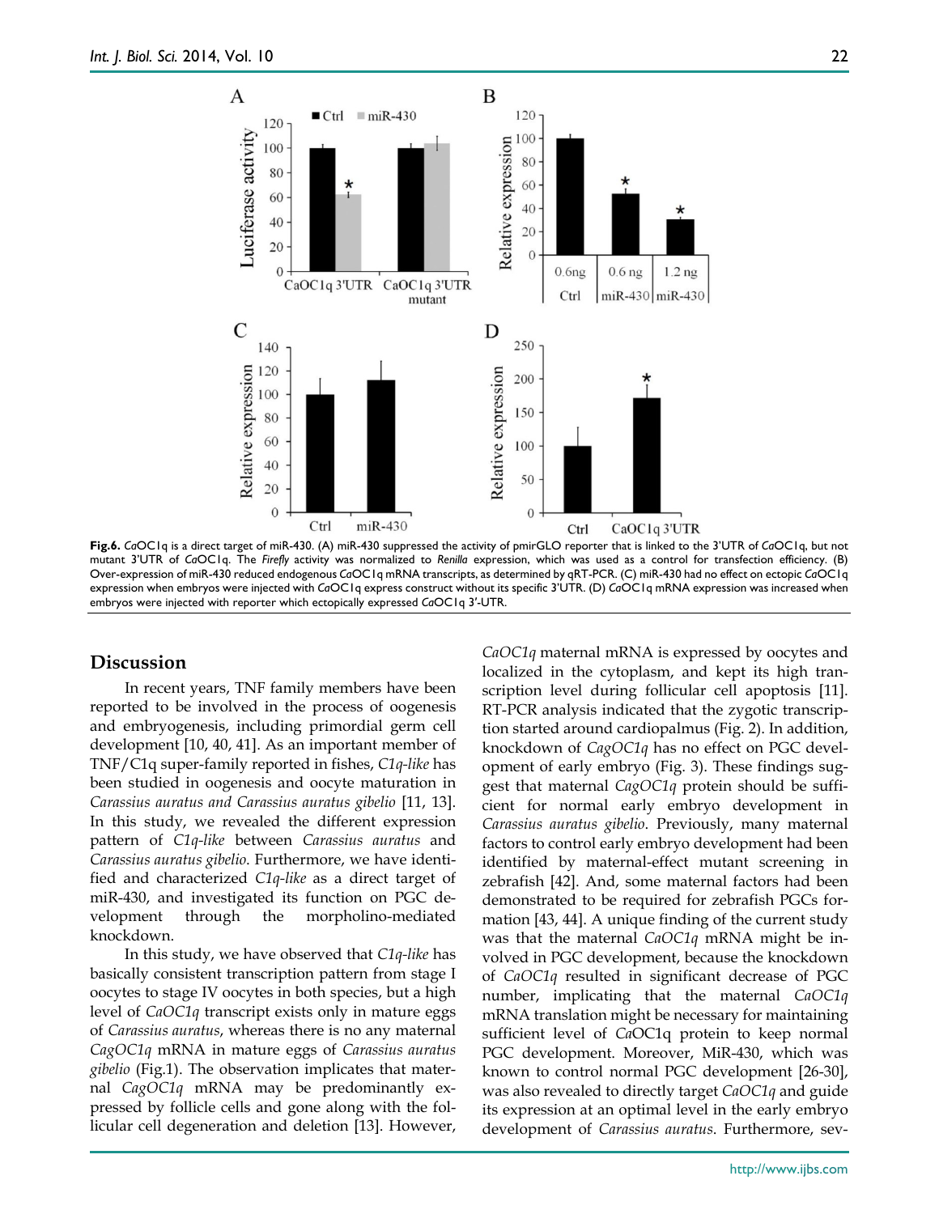A

Ctrl miR-430

Luciferase activity

120
100
80
60
40
20
0

*

CaOC1q 3'UTR CaOC1q 3'UTR mutant

B

Relative expression

120
100
80
60
40
20
0

*

*

0.6ng Ctrl | 0.6 ng miR-430 | 1.2 ng miR-430

C

Relative expression

140
120
100
80
60
40
20
0

Ctrl miR-430

D

Relative expression

250
200
150
100
50
0

*

Ctrl CaOC1q 3'UTR

**Fig.6.** *Ca*OC1q is a direct target of miR-430. (A) miR-430 suppressed the activity of pmirGLO reporter that is linked to the 3'UTR of *Ca*OC1q, but not mutant 3'UTR of *Ca*OC1q. The *Firefly* activity was normalized to *Renilla* expression, which was used as a control for transfection efficiency. (B) Over-expression of miR-430 reduced endogenous *Ca*OC1q mRNA transcripts, as determined by qRT-PCR. (C) miR-430 had no effect on ectopic *Ca*OC1q expression when embryos were injected with *Ca*OC1q express construct without its specific 3'UTR. (D) *Ca*OC1q mRNA expression was increased when embryos were injected with reporter which ectopically expressed *Ca*OC1q 3'-UTR.

## Discussion

In recent years, TNF family members have been reported to be involved in the process of oogenesis and embryogenesis, including primordial germ cell development [10, 40, 41]. As an important member of TNF/C1q super-family reported in fishes, *C1q-like* has been studied in oogenesis and oocyte maturation in *Carassius auratus and Carassius auratus gibelio* [11, 13]. In this study, we revealed the different expression pattern of *C1q-like* between *Carassius auratus* and *Carassius auratus gibelio*. Furthermore, we have identified and characterized *C1q-like* as a direct target of miR-430, and investigated its function on PGC development through the morpholino-mediated knockdown.

In this study, we have observed that *C1q-like* has basically consistent transcription pattern from stage I oocytes to stage IV oocytes in both species, but a high level of *CaOC1q* transcript exists only in mature eggs of *Carassius auratus*, whereas there is no any maternal *CagOC1q* mRNA in mature eggs of *Carassius auratus gibelio* (Fig.1). The observation implicates that maternal *CagOC1q* mRNA may be predominantly expressed by follicle cells and gone along with the follicular cell degeneration and deletion [13]. However, *CaOC1q* maternal mRNA is expressed by oocytes and localized in the cytoplasm, and kept its high transcription level during follicular cell apoptosis [11]. RT-PCR analysis indicated that the zygotic transcription started around cardiopalmus (Fig. 2). In addition, knockdown of *CagOC1q* has no effect on PGC development of early embryo (Fig. 3). These findings suggest that maternal *CagOC1q* protein should be sufficient for normal early embryo development in *Carassius auratus gibelio*. Previously, many maternal factors to control early embryo development had been identified by maternal-effect mutant screening in zebrafish [42]. And, some maternal factors had been demonstrated to be required for zebrafish PGCs formation [43, 44]. A unique finding of the current study was that the maternal *CaOC1q* mRNA might be involved in PGC development, because the knockdown of *CaOC1q* resulted in significant decrease of PGC number, implicating that the maternal *CaOC1q* mRNA translation might be necessary for maintaining sufficient level of *Ca*OC1q protein to keep normal PGC development. Moreover, MiR-430, which was known to control normal PGC development [26-30], was also revealed to directly target *CaOC1q* and guide its expression at an optimal level in the early embryo development of *Carassius auratus*. Furthermore, sev-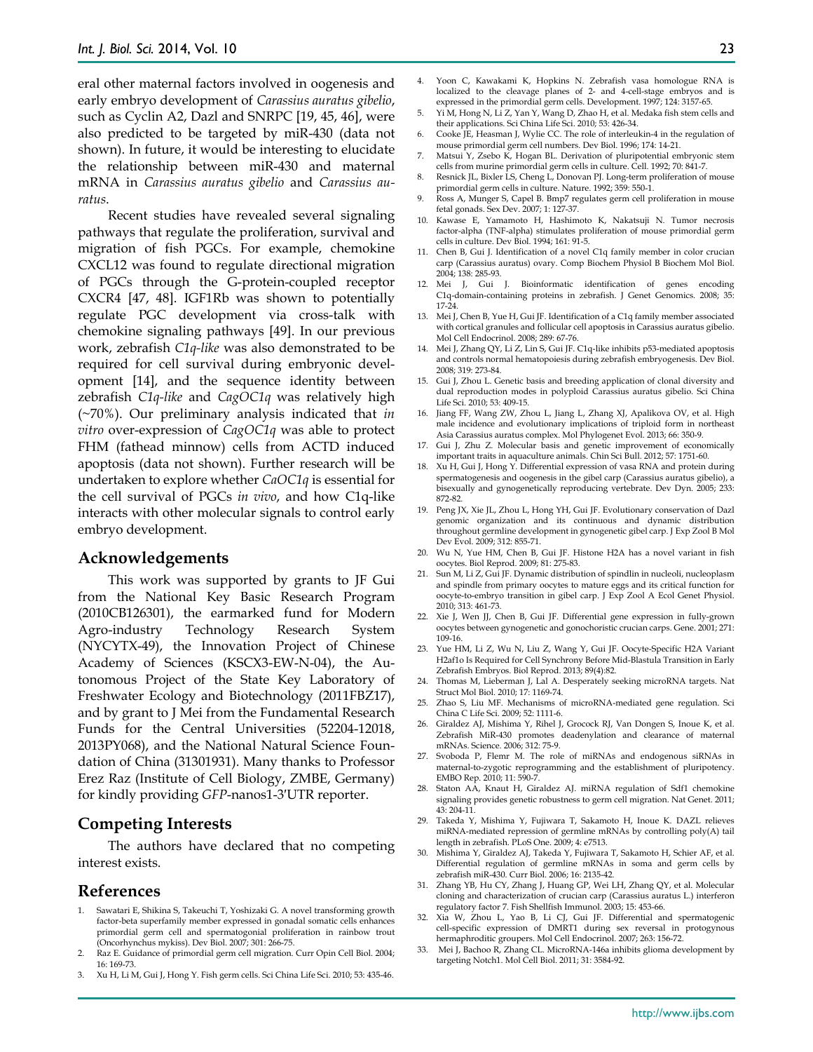eral other maternal factors involved in oogenesis and early embryo development of *Carassius auratus gibelio*, such as Cyclin A2, Dazl and SNRPC [19, 45, 46], were also predicted to be targeted by miR-430 (data not shown). In future, it would be interesting to elucidate the relationship between miR-430 and maternal mRNA in *Carassius auratus gibelio* and *Carassius auratus*.

Recent studies have revealed several signaling pathways that regulate the proliferation, survival and migration of fish PGCs. For example, chemokine CXCL12 was found to regulate directional migration of PGCs through the G-protein-coupled receptor CXCR4 [47, 48]. IGF1Rb was shown to potentially regulate PGC development via cross-talk with chemokine signaling pathways [49]. In our previous work, zebrafish *C1q-like* was also demonstrated to be required for cell survival during embryonic development [14], and the sequence identity between zebrafish *C1q-like* and *CagOC1q* was relatively high (~70%). Our preliminary analysis indicated that *in vitro* over-expression of *CagOC1q* was able to protect FHM (fathead minnow) cells from ACTD induced apoptosis (data not shown). Further research will be undertaken to explore whether *CaOC1q* is essential for the cell survival of PGCs *in vivo*, and how C1q-like interacts with other molecular signals to control early embryo development.

## Acknowledgements

This work was supported by grants to JF Gui from the National Key Basic Research Program (2010CB126301), the earmarked fund for Modern Agro-industry Technology Research System (NYCYTX-49), the Innovation Project of Chinese Academy of Sciences (KSCX3-EW-N-04), the Autonomous Project of the State Key Laboratory of Freshwater Ecology and Biotechnology (2011FBZ17), and by grant to J Mei from the Fundamental Research Funds for the Central Universities (52204-12018, 2013PY068), and the National Natural Science Foundation of China (31301931). Many thanks to Professor Erez Raz (Institute of Cell Biology, ZMBE, Germany) for kindly providing *GFP*-nanos1-3'UTR reporter.

## Competing Interests

The authors have declared that no competing interest exists.

## References

1. Sawatari E, Shikina S, Takeuchi T, Yoshizaki G. A novel transforming growth factor-beta superfamily member expressed in gonadal somatic cells enhances primordial germ cell and spermatogonial proliferation in rainbow trout (Oncorhynchus mykiss). Dev Biol. 2007; 301: 266-75.
2. Raz E. Guidance of primordial germ cell migration. Curr Opin Cell Biol. 2004; 16: 169-73.
3. Xu H, Li M, Gui J, Hong Y. Fish germ cells. Sci China Life Sci. 2010; 53: 435-46.
4. Yoon C, Kawakami K, Hopkins N. Zebrafish vasa homologue RNA is localized to the cleavage planes of 2- and 4-cell-stage embryos and is expressed in the primordial germ cells. Development. 1997; 124: 3157-65.
5. Yi M, Hong N, Li Z, Yan Y, Wang D, Zhao H, et al. Medaka fish stem cells and their applications. Sci China Life Sci. 2010; 53: 426-34.
6. Cooke JE, Heasman J, Wylie CC. The role of interleukin-4 in the regulation of mouse primordial germ cell numbers. Dev Biol. 1996; 174: 14-21.
7. Matsui Y, Zsebo K, Hogan BL. Derivation of pluripotential embryonic stem cells from murine primordial germ cells in culture. Cell. 1992; 70: 841-7.
8. Resnick JL, Bixler LS, Cheng L, Donovan PJ. Long-term proliferation of mouse primordial germ cells in culture. Nature. 1992; 359: 550-1.
9. Ross A, Munger S, Capel B. Bmp7 regulates germ cell proliferation in mouse fetal gonads. Sex Dev. 2007; 1: 127-37.
10. Kawase E, Yamamoto H, Hashimoto K, Nakatsuji N. Tumor necrosis factor-alpha (TNF-alpha) stimulates proliferation of mouse primordial germ cells in culture. Dev Biol. 1994; 161: 91-5.
11. Chen B, Gui J. Identification of a novel C1q family member in color crucian carp (Carassius auratus) ovary. Comp Biochem Physiol B Biochem Mol Biol. 2004; 138: 285-93.
12. Mei J, Gui J. Bioinformatic identification of genes encoding C1q-domain-containing proteins in zebrafish. J Genet Genomics. 2008; 35: 17-24.
13. Mei J, Chen B, Yue H, Gui JF. Identification of a C1q family member associated with cortical granules and follicular cell apoptosis in Carassius auratus gibelio. Mol Cell Endocrinol. 2008; 289: 67-76.
14. Mei J, Zhang QY, Li Z, Lin S, Gui JF. C1q-like inhibits p53-mediated apoptosis and controls normal hematopoiesis during zebrafish embryogenesis. Dev Biol. 2008; 319: 273-84.
15. Gui J, Zhou L. Genetic basis and breeding application of clonal diversity and dual reproduction modes in polyploid Carassius auratus gibelio. Sci China Life Sci. 2010; 53: 409-15.
16. Jiang FF, Wang ZW, Zhou L, Jiang L, Zhang XJ, Apalikova OV, et al. High male incidence and evolutionary implications of triploid form in northeast Asia Carassius auratus complex. Mol Phylogenet Evol. 2013; 66: 350-9.
17. Gui J, Zhu Z. Molecular basis and genetic improvement of economically important traits in aquaculture animals. Chin Sci Bull. 2012; 57: 1751-60.
18. Xu H, Gui J, Hong Y. Differential expression of vasa RNA and protein during spermatogenesis and oogenesis in the gibel carp (Carassius auratus gibelio), a bisexually and gynogenetically reproducing vertebrate. Dev Dyn. 2005; 233: 872-82.
19. Peng JX, Xie JL, Zhou L, Hong YH, Gui JF. Evolutionary conservation of Dazl genomic organization and its continuous and dynamic distribution throughout germline development in gynogenetic gibel carp. J Exp Zool B Mol Dev Evol. 2009; 312: 855-71.
20. Wu N, Yue HM, Chen B, Gui JF. Histone H2A has a novel variant in fish oocytes. Biol Reprod. 2009; 81: 275-83.
21. Sun M, Li Z, Gui JF. Dynamic distribution of spindlin in nucleoli, nucleoplasm and spindle from primary oocytes to mature eggs and its critical function for oocyte-to-embryo transition in gibel carp. J Exp Zool A Ecol Genet Physiol. 2010; 313: 461-73.
22. Xie J, Wen JJ, Chen B, Gui JF. Differential gene expression in fully-grown oocytes between gynogenetic and gonochoristic crucian carps. Gene. 2001; 271: 109-16.
23. Yue HM, Li Z, Wu N, Liu Z, Wang Y, Gui JF. Oocyte-Specific H2A Variant H2af1o Is Required for Cell Synchrony Before Mid-Blastula Transition in Early Zebrafish Embryos. Biol Reprod. 2013; 89(4):82.
24. Thomas M, Lieberman J, Lal A. Desperately seeking microRNA targets. Nat Struct Mol Biol. 2010; 17: 1169-74.
25. Zhao S, Liu MF. Mechanisms of microRNA-mediated gene regulation. Sci China C Life Sci. 2009; 52: 1111-6.
26. Giraldez AJ, Mishima Y, Rihel J, Grocock RJ, Van Dongen S, Inoue K, et al. Zebrafish MiR-430 promotes deadenylation and clearance of maternal mRNAs. Science. 2006; 312: 75-9.
27. Svoboda P, Flemr M. The role of miRNAs and endogenous siRNAs in maternal-to-zygotic reprogramming and the establishment of pluripotency. EMBO Rep. 2010; 11: 590-7.
28. Staton AA, Knaut H, Giraldez AJ. miRNA regulation of Sdf1 chemokine signaling provides genetic robustness to germ cell migration. Nat Genet. 2011; 43: 204-11.
29. Takeda Y, Mishima Y, Fujiwara T, Sakamoto H, Inoue K. DAZL relieves miRNA-mediated repression of germline mRNAs by controlling poly(A) tail length in zebrafish. PLoS One. 2009; 4: e7513.
30. Mishima Y, Giraldez AJ, Takeda Y, Fujiwara T, Sakamoto H, Schier AF, et al. Differential regulation of germline mRNAs in soma and germ cells by zebrafish miR-430. Curr Biol. 2006; 16: 2135-42.
31. Zhang YB, Hu CY, Zhang J, Huang GP, Wei LH, Zhang QY, et al. Molecular cloning and characterization of crucian carp (Carassius auratus L.) interferon regulatory factor 7. Fish Shellfish Immunol. 2003; 15: 453-66.
32. Xia W, Zhou L, Yao B, Li CJ, Gui JF. Differential and spermatogenic cell-specific expression of DMRT1 during sex reversal in protogynous hermaphroditic groupers. Mol Cell Endocrinol. 2007; 263: 156-72.
33. Mei J, Bachoo R, Zhang CL. MicroRNA-146a inhibits glioma development by targeting Notch1. Mol Cell Biol. 2011; 31: 3584-92.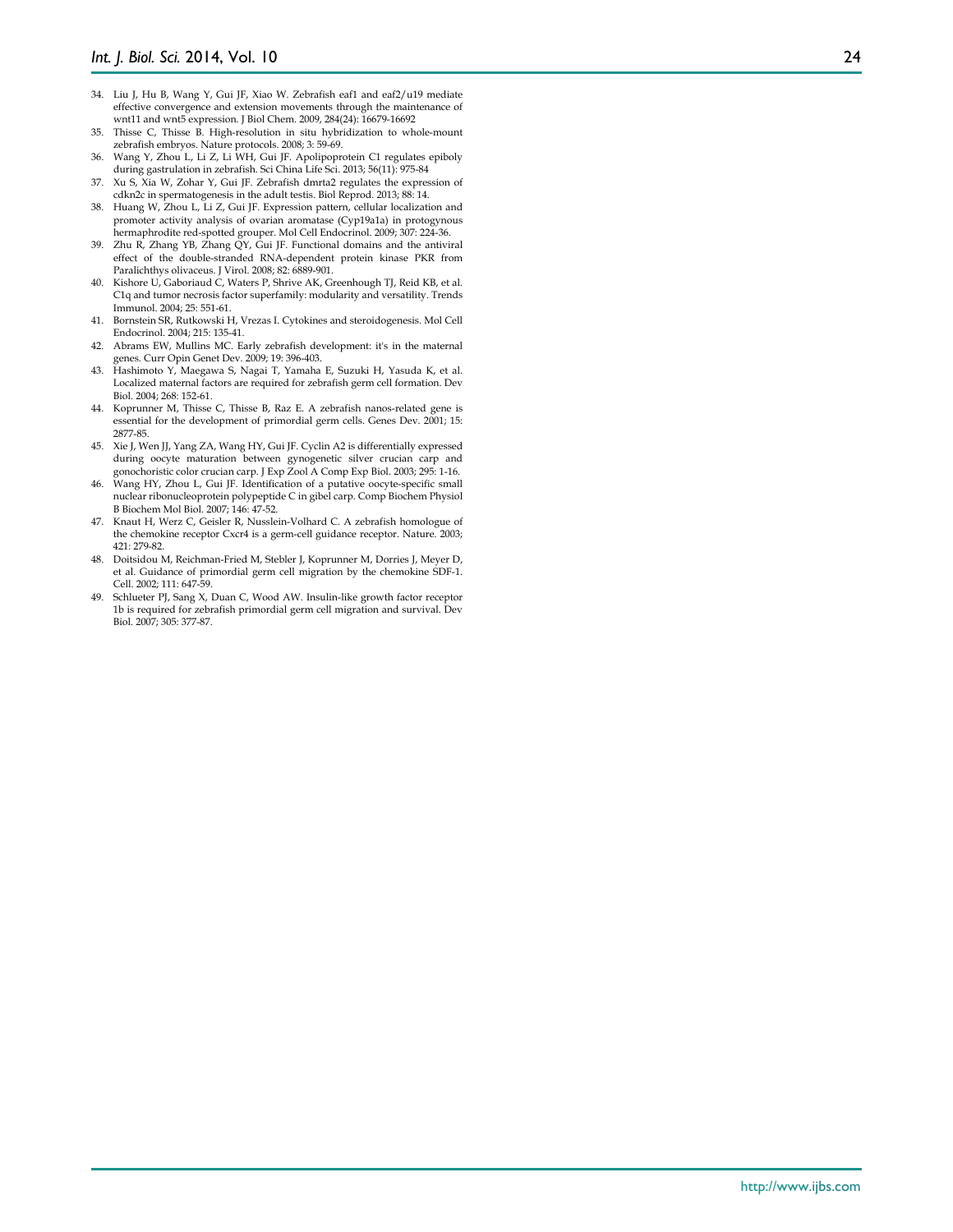34. Liu J, Hu B, Wang Y, Gui JF, Xiao W. Zebrafish eaf1 and eaf2/u19 mediate effective convergence and extension movements through the maintenance of wnt11 and wnt5 expression. J Biol Chem. 2009, 284(24): 16679-16692
35. Thisse C, Thisse B. High-resolution in situ hybridization to whole-mount zebrafish embryos. Nature protocols. 2008; 3: 59-69.
36. Wang Y, Zhou L, Li Z, Li WH, Gui JF. Apolipoprotein C1 regulates epiboly during gastrulation in zebrafish. Sci China Life Sci. 2013; 56(11): 975-84
37. Xu S, Xia W, Zohar Y, Gui JF. Zebrafish dmrta2 regulates the expression of cdkn2c in spermatogenesis in the adult testis. Biol Reprod. 2013; 88: 14.
38. Huang W, Zhou L, Li Z, Gui JF. Expression pattern, cellular localization and promoter activity analysis of ovarian aromatase (Cyp19a1a) in protogynous hermaphrodite red-spotted grouper. Mol Cell Endocrinol. 2009; 307: 224-36.
39. Zhu R, Zhang YB, Zhang QY, Gui JF. Functional domains and the antiviral effect of the double-stranded RNA-dependent protein kinase PKR from Paralichthys olivaceus. J Virol. 2008; 82: 6889-901.
40. Kishore U, Gaboriaud C, Waters P, Shrive AK, Greenhough TJ, Reid KB, et al. C1q and tumor necrosis factor superfamily: modularity and versatility. Trends Immunol. 2004; 25: 551-61.
41. Bornstein SR, Rutkowski H, Vrezas I. Cytokines and steroidogenesis. Mol Cell Endocrinol. 2004; 215: 135-41.
42. Abrams EW, Mullins MC. Early zebrafish development: it's in the maternal genes. Curr Opin Genet Dev. 2009; 19: 396-403.
43. Hashimoto Y, Maegawa S, Nagai T, Yamaha E, Suzuki H, Yasuda K, et al. Localized maternal factors are required for zebrafish germ cell formation. Dev Biol. 2004; 268: 152-61.
44. Koprunner M, Thisse C, Thisse B, Raz E. A zebrafish nanos-related gene is essential for the development of primordial germ cells. Genes Dev. 2001; 15: 2877-85.
45. Xie J, Wen JJ, Yang ZA, Wang HY, Gui JF. Cyclin A2 is differentially expressed during oocyte maturation between gynogenetic silver crucian carp and gonochoristic color crucian carp. J Exp Zool A Comp Exp Biol. 2003; 295: 1-16.
46. Wang HY, Zhou L, Gui JF. Identification of a putative oocyte-specific small nuclear ribonucleoprotein polypeptide C in gibel carp. Comp Biochem Physiol B Biochem Mol Biol. 2007; 146: 47-52.
47. Knaut H, Werz C, Geisler R, Nusslein-Volhard C. A zebrafish homologue of the chemokine receptor Cxcr4 is a germ-cell guidance receptor. Nature. 2003; 421: 279-82.
48. Doitsidou M, Reichman-Fried M, Stebler J, Koprunner M, Dorries J, Meyer D, et al. Guidance of primordial germ cell migration by the chemokine SDF-1. Cell. 2002; 111: 647-59.
49. Schlueter PJ, Sang X, Duan C, Wood AW. Insulin-like growth factor receptor 1b is required for zebrafish primordial germ cell migration and survival. Dev Biol. 2007; 305: 377-87.